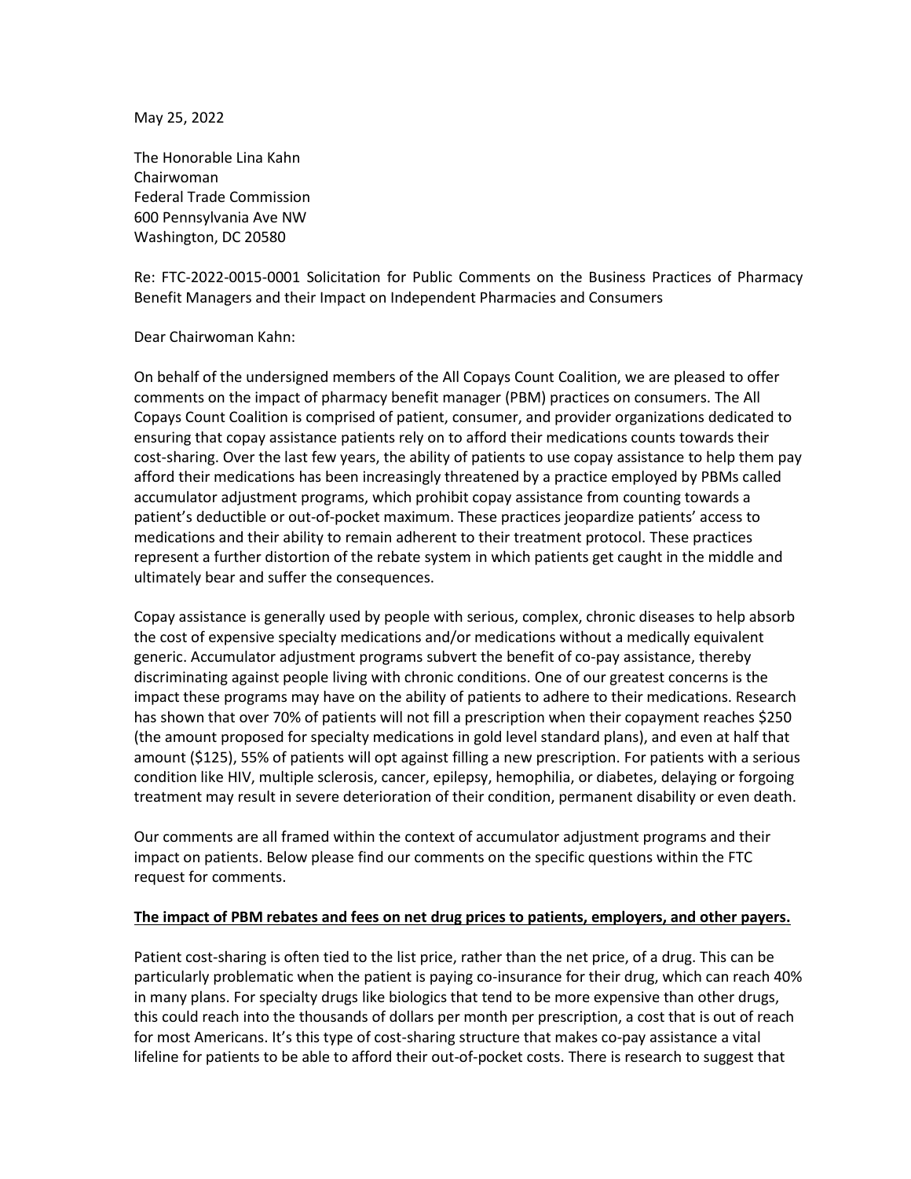May 25, 2022

The Honorable Lina Kahn
Chairwoman
Federal Trade Commission
600 Pennsylvania Ave NW
Washington, DC 20580

Re: FTC-2022-0015-0001 Solicitation for Public Comments on the Business Practices of Pharmacy Benefit Managers and their Impact on Independent Pharmacies and Consumers

Dear Chairwoman Kahn:

On behalf of the undersigned members of the All Copays Count Coalition, we are pleased to offer comments on the impact of pharmacy benefit manager (PBM) practices on consumers. The All Copays Count Coalition is comprised of patient, consumer, and provider organizations dedicated to ensuring that copay assistance patients rely on to afford their medications counts towards their cost-sharing. Over the last few years, the ability of patients to use copay assistance to help them pay afford their medications has been increasingly threatened by a practice employed by PBMs called accumulator adjustment programs, which prohibit copay assistance from counting towards a patient's deductible or out-of-pocket maximum. These practices jeopardize patients' access to medications and their ability to remain adherent to their treatment protocol. These practices represent a further distortion of the rebate system in which patients get caught in the middle and ultimately bear and suffer the consequences.

Copay assistance is generally used by people with serious, complex, chronic diseases to help absorb the cost of expensive specialty medications and/or medications without a medically equivalent generic. Accumulator adjustment programs subvert the benefit of co-pay assistance, thereby discriminating against people living with chronic conditions. One of our greatest concerns is the impact these programs may have on the ability of patients to adhere to their medications. Research has shown that over 70% of patients will not fill a prescription when their copayment reaches $250 (the amount proposed for specialty medications in gold level standard plans), and even at half that amount ($125), 55% of patients will opt against filling a new prescription. For patients with a serious condition like HIV, multiple sclerosis, cancer, epilepsy, hemophilia, or diabetes, delaying or forgoing treatment may result in severe deterioration of their condition, permanent disability or even death.

Our comments are all framed within the context of accumulator adjustment programs and their impact on patients. Below please find our comments on the specific questions within the FTC request for comments.

**<u>The impact of PBM rebates and fees on net drug prices to patients, employers, and other payers.</u>**

Patient cost-sharing is often tied to the list price, rather than the net price, of a drug. This can be particularly problematic when the patient is paying co-insurance for their drug, which can reach 40% in many plans. For specialty drugs like biologics that tend to be more expensive than other drugs, this could reach into the thousands of dollars per month per prescription, a cost that is out of reach for most Americans. It's this type of cost-sharing structure that makes co-pay assistance a vital lifeline for patients to be able to afford their out-of-pocket costs. There is research to suggest that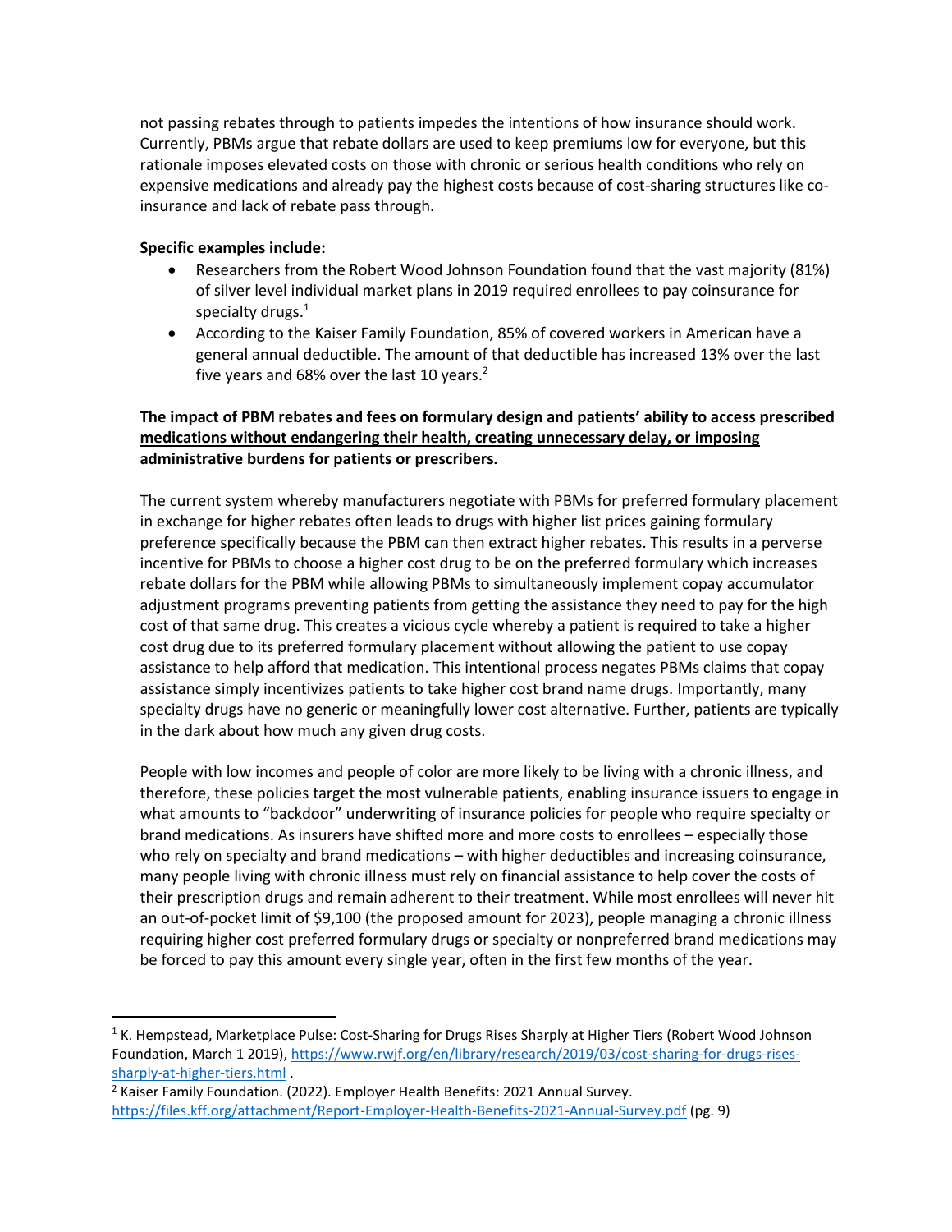not passing rebates through to patients impedes the intentions of how insurance should work. Currently, PBMs argue that rebate dollars are used to keep premiums low for everyone, but this rationale imposes elevated costs on those with chronic or serious health conditions who rely on expensive medications and already pay the highest costs because of cost-sharing structures like co-insurance and lack of rebate pass through.

**Specific examples include:**

- Researchers from the Robert Wood Johnson Foundation found that the vast majority (81%) of silver level individual market plans in 2019 required enrollees to pay coinsurance for specialty drugs.[1]
- According to the Kaiser Family Foundation, 85% of covered workers in American have a general annual deductible. The amount of that deductible has increased 13% over the last five years and 68% over the last 10 years.[2]

**<u>The impact of PBM rebates and fees on formulary design and patients' ability to access prescribed medications without endangering their health, creating unnecessary delay, or imposing administrative burdens for patients or prescribers.</u>**

The current system whereby manufacturers negotiate with PBMs for preferred formulary placement in exchange for higher rebates often leads to drugs with higher list prices gaining formulary preference specifically because the PBM can then extract higher rebates. This results in a perverse incentive for PBMs to choose a higher cost drug to be on the preferred formulary which increases rebate dollars for the PBM while allowing PBMs to simultaneously implement copay accumulator adjustment programs preventing patients from getting the assistance they need to pay for the high cost of that same drug. This creates a vicious cycle whereby a patient is required to take a higher cost drug due to its preferred formulary placement without allowing the patient to use copay assistance to help afford that medication. This intentional process negates PBMs claims that copay assistance simply incentivizes patients to take higher cost brand name drugs. Importantly, many specialty drugs have no generic or meaningfully lower cost alternative. Further, patients are typically in the dark about how much any given drug costs.

People with low incomes and people of color are more likely to be living with a chronic illness, and therefore, these policies target the most vulnerable patients, enabling insurance issuers to engage in what amounts to "backdoor" underwriting of insurance policies for people who require specialty or brand medications. As insurers have shifted more and more costs to enrollees – especially those who rely on specialty and brand medications – with higher deductibles and increasing coinsurance, many people living with chronic illness must rely on financial assistance to help cover the costs of their prescription drugs and remain adherent to their treatment. While most enrollees will never hit an out-of-pocket limit of $9,100 (the proposed amount for 2023), people managing a chronic illness requiring higher cost preferred formulary drugs or specialty or nonpreferred brand medications may be forced to pay this amount every single year, often in the first few months of the year.

---

[1] K. Hempstead, Marketplace Pulse: Cost-Sharing for Drugs Rises Sharply at Higher Tiers (Robert Wood Johnson Foundation, March 1 2019), https://www.rwjf.org/en/library/research/2019/03/cost-sharing-for-drugs-rises-sharply-at-higher-tiers.html .

[2] Kaiser Family Foundation. (2022). Employer Health Benefits: 2021 Annual Survey. https://files.kff.org/attachment/Report-Employer-Health-Benefits-2021-Annual-Survey.pdf (pg. 9)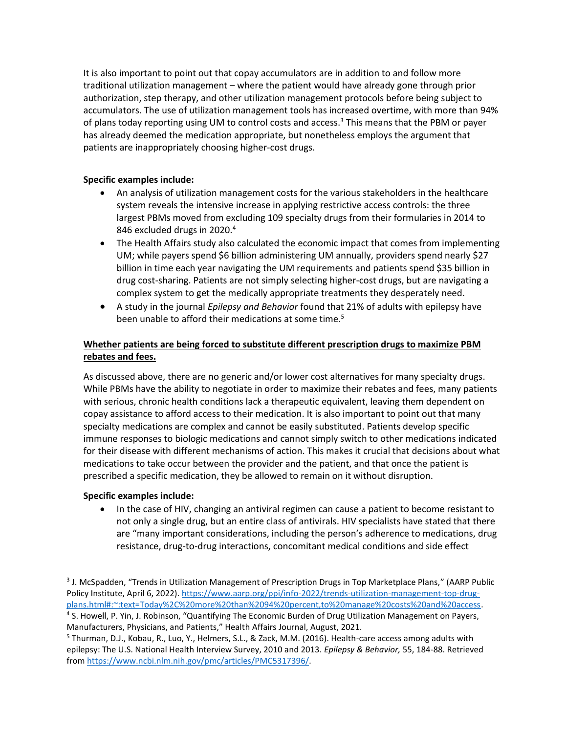It is also important to point out that copay accumulators are in addition to and follow more traditional utilization management – where the patient would have already gone through prior authorization, step therapy, and other utilization management protocols before being subject to accumulators. The use of utilization management tools has increased overtime, with more than 94% of plans today reporting using UM to control costs and access.[3] This means that the PBM or payer has already deemed the medication appropriate, but nonetheless employs the argument that patients are inappropriately choosing higher-cost drugs.

**Specific examples include:**

- An analysis of utilization management costs for the various stakeholders in the healthcare system reveals the intensive increase in applying restrictive access controls: the three largest PBMs moved from excluding 109 specialty drugs from their formularies in 2014 to 846 excluded drugs in 2020.[4]
- The Health Affairs study also calculated the economic impact that comes from implementing UM; while payers spend $6 billion administering UM annually, providers spend nearly $27 billion in time each year navigating the UM requirements and patients spend $35 billion in drug cost-sharing. Patients are not simply selecting higher-cost drugs, but are navigating a complex system to get the medically appropriate treatments they desperately need.
- A study in the journal *Epilepsy and Behavior* found that 21% of adults with epilepsy have been unable to afford their medications at some time.[5]

**<u>Whether patients are being forced to substitute different prescription drugs to maximize PBM rebates and fees.</u>**

As discussed above, there are no generic and/or lower cost alternatives for many specialty drugs. While PBMs have the ability to negotiate in order to maximize their rebates and fees, many patients with serious, chronic health conditions lack a therapeutic equivalent, leaving them dependent on copay assistance to afford access to their medication. It is also important to point out that many specialty medications are complex and cannot be easily substituted. Patients develop specific immune responses to biologic medications and cannot simply switch to other medications indicated for their disease with different mechanisms of action. This makes it crucial that decisions about what medications to take occur between the provider and the patient, and that once the patient is prescribed a specific medication, they be allowed to remain on it without disruption.

**Specific examples include:**

- In the case of HIV, changing an antiviral regimen can cause a patient to become resistant to not only a single drug, but an entire class of antivirals. HIV specialists have stated that there are "many important considerations, including the person's adherence to medications, drug resistance, drug-to-drug interactions, concomitant medical conditions and side effect

---

[3] J. McSpadden, "Trends in Utilization Management of Prescription Drugs in Top Marketplace Plans," (AARP Public Policy Institute, April 6, 2022). https://www.aarp.org/ppi/info-2022/trends-utilization-management-top-drug-plans.html#:~:text=Today%2C%20more%20than%2094%20percent,to%20manage%20costs%20and%20access.

[4] S. Howell, P. Yin, J. Robinson, "Quantifying The Economic Burden of Drug Utilization Management on Payers, Manufacturers, Physicians, and Patients," Health Affairs Journal, August, 2021.

[5] Thurman, D.J., Kobau, R., Luo, Y., Helmers, S.L., & Zack, M.M. (2016). Health-care access among adults with epilepsy: The U.S. National Health Interview Survey, 2010 and 2013. *Epilepsy & Behavior,* 55, 184-88. Retrieved from https://www.ncbi.nlm.nih.gov/pmc/articles/PMC5317396/.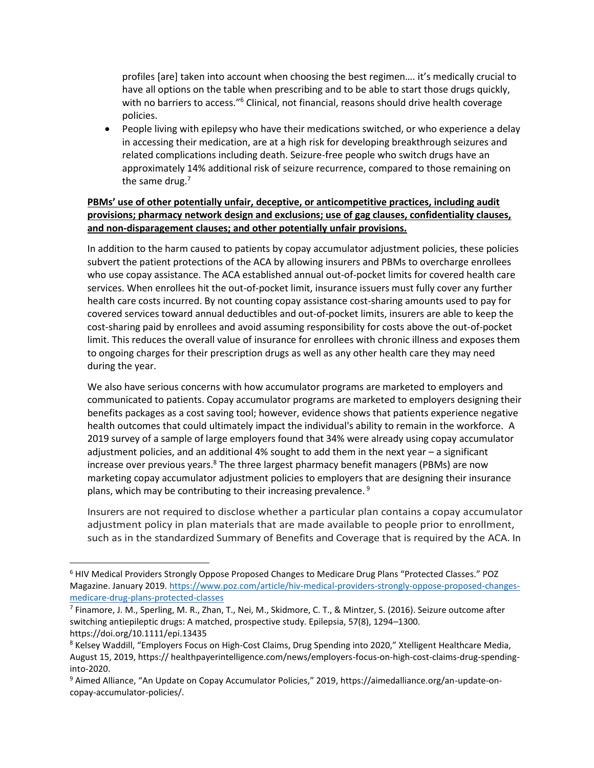profiles [are] taken into account when choosing the best regimen…. it's medically crucial to have all options on the table when prescribing and to be able to start those drugs quickly, with no barriers to access."[6] Clinical, not financial, reasons should drive health coverage policies.

- People living with epilepsy who have their medications switched, or who experience a delay in accessing their medication, are at a high risk for developing breakthrough seizures and related complications including death. Seizure-free people who switch drugs have an approximately 14% additional risk of seizure recurrence, compared to those remaining on the same drug.[7]

**PBMs' use of other potentially unfair, deceptive, or anticompetitive practices, including audit provisions; pharmacy network design and exclusions; use of gag clauses, confidentiality clauses, and non-disparagement clauses; and other potentially unfair provisions.**

In addition to the harm caused to patients by copay accumulator adjustment policies, these policies subvert the patient protections of the ACA by allowing insurers and PBMs to overcharge enrollees who use copay assistance. The ACA established annual out-of-pocket limits for covered health care services. When enrollees hit the out-of-pocket limit, insurance issuers must fully cover any further health care costs incurred. By not counting copay assistance cost-sharing amounts used to pay for covered services toward annual deductibles and out-of-pocket limits, insurers are able to keep the cost-sharing paid by enrollees and avoid assuming responsibility for costs above the out-of-pocket limit. This reduces the overall value of insurance for enrollees with chronic illness and exposes them to ongoing charges for their prescription drugs as well as any other health care they may need during the year.

We also have serious concerns with how accumulator programs are marketed to employers and communicated to patients. Copay accumulator programs are marketed to employers designing their benefits packages as a cost saving tool; however, evidence shows that patients experience negative health outcomes that could ultimately impact the individual's ability to remain in the workforce. A 2019 survey of a sample of large employers found that 34% were already using copay accumulator adjustment policies, and an additional 4% sought to add them in the next year – a significant increase over previous years.[8] The three largest pharmacy benefit managers (PBMs) are now marketing copay accumulator adjustment policies to employers that are designing their insurance plans, which may be contributing to their increasing prevalence.[9]

Insurers are not required to disclose whether a particular plan contains a copay accumulator adjustment policy in plan materials that are made available to people prior to enrollment, such as in the standardized Summary of Benefits and Coverage that is required by the ACA. In

---

[6] HIV Medical Providers Strongly Oppose Proposed Changes to Medicare Drug Plans "Protected Classes." POZ Magazine. January 2019. https://www.poz.com/article/hiv-medical-providers-strongly-oppose-proposed-changes-medicare-drug-plans-protected-classes

[7] Finamore, J. M., Sperling, M. R., Zhan, T., Nei, M., Skidmore, C. T., & Mintzer, S. (2016). Seizure outcome after switching antiepileptic drugs: A matched, prospective study. Epilepsia, 57(8), 1294–1300. https://doi.org/10.1111/epi.13435

[8] Kelsey Waddill, "Employers Focus on High-Cost Claims, Drug Spending into 2020," Xtelligent Healthcare Media, August 15, 2019, https:// healthpayerintelligence.com/news/employers-focus-on-high-cost-claims-drug-spending-into-2020.

[9] Aimed Alliance, "An Update on Copay Accumulator Policies," 2019, https://aimedalliance.org/an-update-on-copay-accumulator-policies/.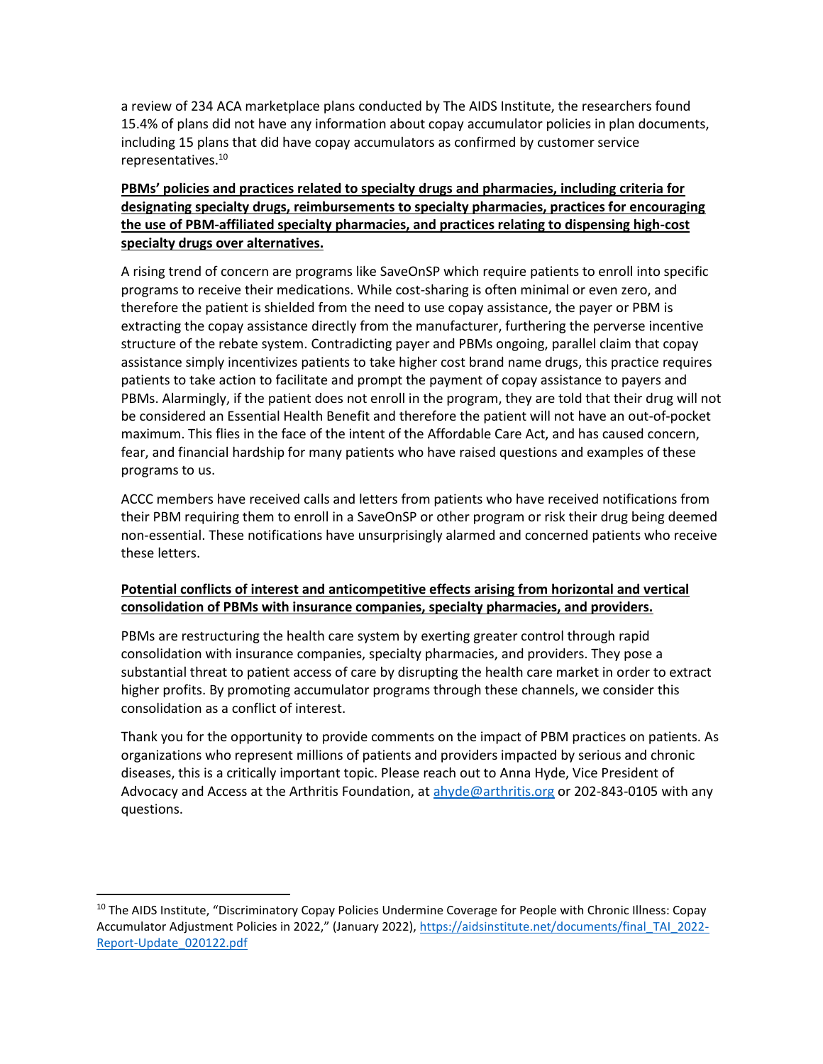a review of 234 ACA marketplace plans conducted by The AIDS Institute, the researchers found 15.4% of plans did not have any information about copay accumulator policies in plan documents, including 15 plans that did have copay accumulators as confirmed by customer service representatives.[10]

**PBMs' policies and practices related to specialty drugs and pharmacies, including criteria for designating specialty drugs, reimbursements to specialty pharmacies, practices for encouraging the use of PBM-affiliated specialty pharmacies, and practices relating to dispensing high-cost specialty drugs over alternatives.**

A rising trend of concern are programs like SaveOnSP which require patients to enroll into specific programs to receive their medications. While cost-sharing is often minimal or even zero, and therefore the patient is shielded from the need to use copay assistance, the payer or PBM is extracting the copay assistance directly from the manufacturer, furthering the perverse incentive structure of the rebate system. Contradicting payer and PBMs ongoing, parallel claim that copay assistance simply incentivizes patients to take higher cost brand name drugs, this practice requires patients to take action to facilitate and prompt the payment of copay assistance to payers and PBMs. Alarmingly, if the patient does not enroll in the program, they are told that their drug will not be considered an Essential Health Benefit and therefore the patient will not have an out-of-pocket maximum. This flies in the face of the intent of the Affordable Care Act, and has caused concern, fear, and financial hardship for many patients who have raised questions and examples of these programs to us.

ACCC members have received calls and letters from patients who have received notifications from their PBM requiring them to enroll in a SaveOnSP or other program or risk their drug being deemed non-essential. These notifications have unsurprisingly alarmed and concerned patients who receive these letters.

**Potential conflicts of interest and anticompetitive effects arising from horizontal and vertical consolidation of PBMs with insurance companies, specialty pharmacies, and providers.**

PBMs are restructuring the health care system by exerting greater control through rapid consolidation with insurance companies, specialty pharmacies, and providers. They pose a substantial threat to patient access of care by disrupting the health care market in order to extract higher profits. By promoting accumulator programs through these channels, we consider this consolidation as a conflict of interest.

Thank you for the opportunity to provide comments on the impact of PBM practices on patients. As organizations who represent millions of patients and providers impacted by serious and chronic diseases, this is a critically important topic. Please reach out to Anna Hyde, Vice President of Advocacy and Access at the Arthritis Foundation, at [ahyde@arthritis.org](mailto:ahyde@arthritis.org) or 202-843-0105 with any questions.

---

[10] The AIDS Institute, "Discriminatory Copay Policies Undermine Coverage for People with Chronic Illness: Copay Accumulator Adjustment Policies in 2022," (January 2022), [https://aidsinstitute.net/documents/final_TAI_2022-Report-Update_020122.pdf](https://aidsinstitute.net/documents/final_TAI_2022-Report-Update_020122.pdf)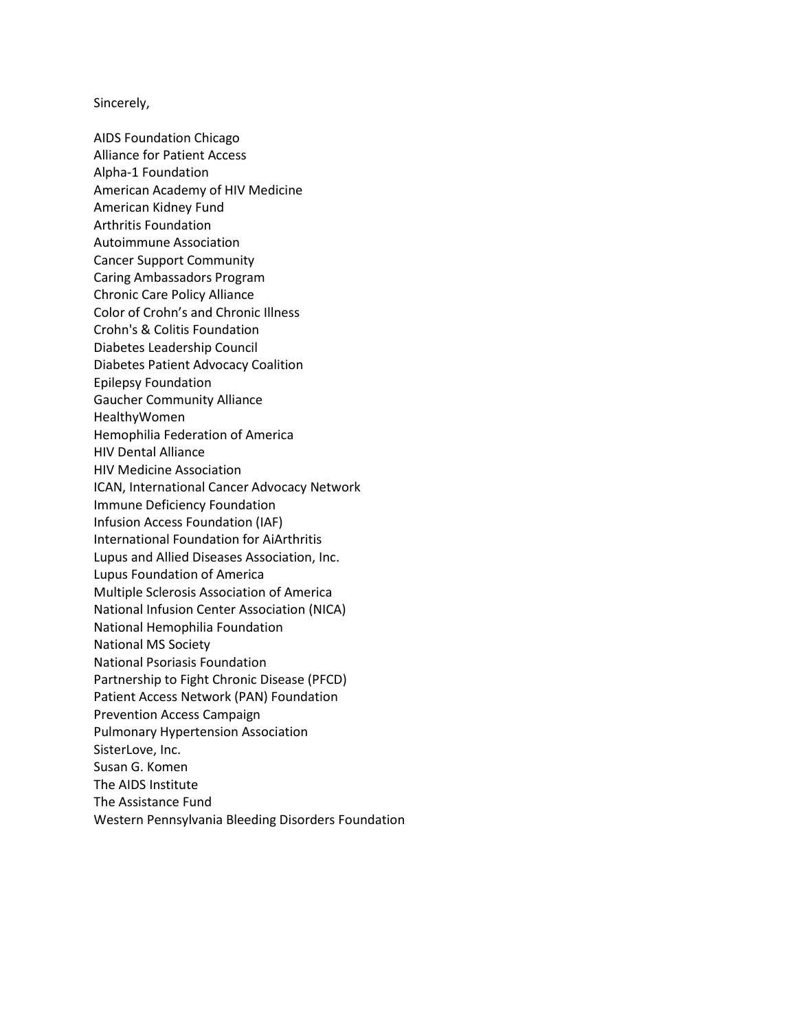Sincerely,

AIDS Foundation Chicago
Alliance for Patient Access
Alpha-1 Foundation
American Academy of HIV Medicine
American Kidney Fund
Arthritis Foundation
Autoimmune Association
Cancer Support Community
Caring Ambassadors Program
Chronic Care Policy Alliance
Color of Crohn's and Chronic Illness
Crohn's & Colitis Foundation
Diabetes Leadership Council
Diabetes Patient Advocacy Coalition
Epilepsy Foundation
Gaucher Community Alliance
HealthyWomen
Hemophilia Federation of America
HIV Dental Alliance
HIV Medicine Association
ICAN, International Cancer Advocacy Network
Immune Deficiency Foundation
Infusion Access Foundation (IAF)
International Foundation for AiArthritis
Lupus and Allied Diseases Association, Inc.
Lupus Foundation of America
Multiple Sclerosis Association of America
National Infusion Center Association (NICA)
National Hemophilia Foundation
National MS Society
National Psoriasis Foundation
Partnership to Fight Chronic Disease (PFCD)
Patient Access Network (PAN) Foundation
Prevention Access Campaign
Pulmonary Hypertension Association
SisterLove, Inc.
Susan G. Komen
The AIDS Institute
The Assistance Fund
Western Pennsylvania Bleeding Disorders Foundation